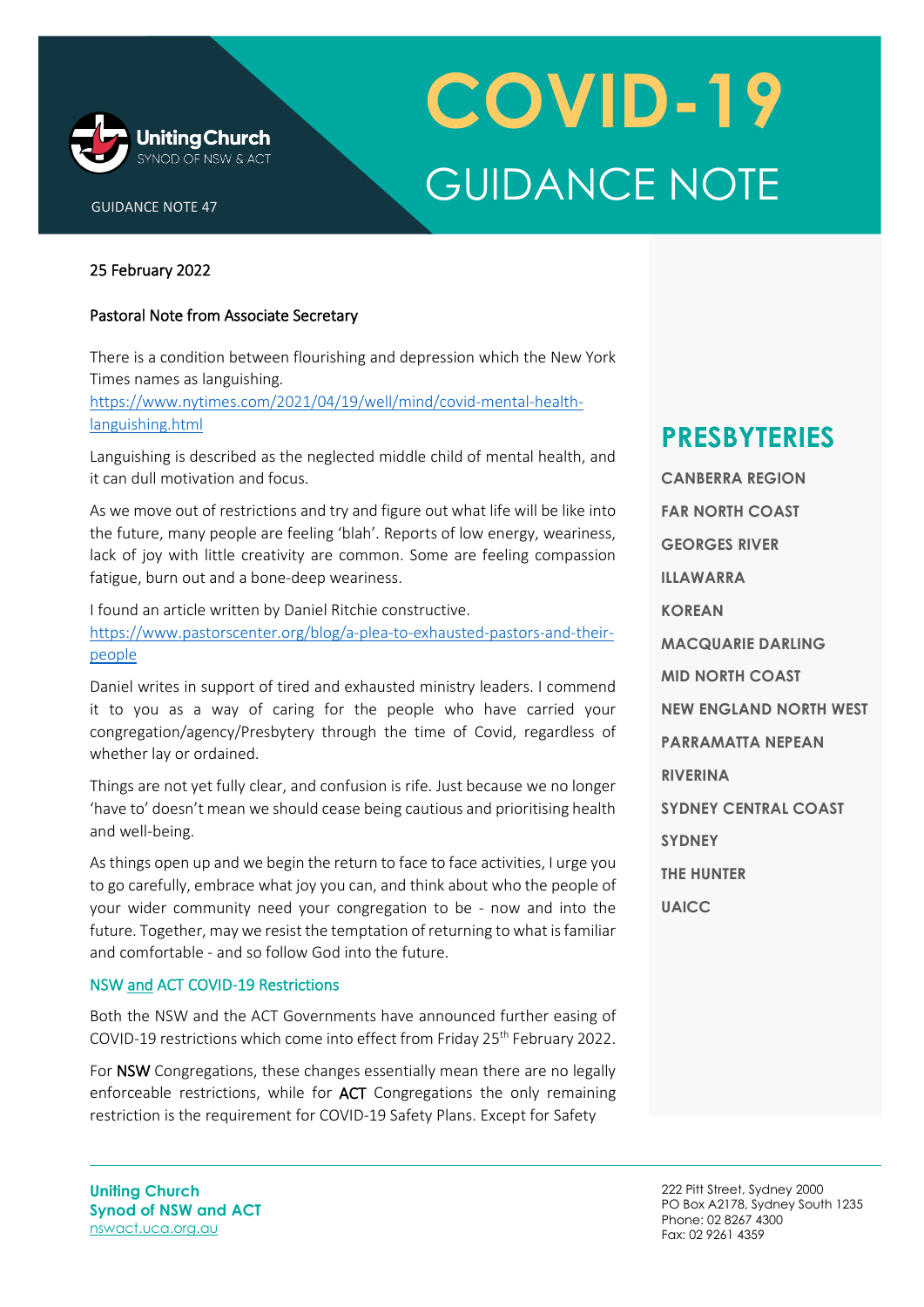Uniting Church
SYNOD OF NSW & ACT

GUIDANCE NOTE 47

# COVID-19 GUIDANCE NOTE

25 February 2022

## Pastoral Note from Associate Secretary

There is a condition between flourishing and depression which the New York Times names as languishing.
[https://www.nytimes.com/2021/04/19/well/mind/covid-mental-health-languishing.html](https://www.nytimes.com/2021/04/19/well/mind/covid-mental-health-languishing.html)

Languishing is described as the neglected middle child of mental health, and it can dull motivation and focus.

As we move out of restrictions and try and figure out what life will be like into the future, many people are feeling 'blah'. Reports of low energy, weariness, lack of joy with little creativity are common. Some are feeling compassion fatigue, burn out and a bone-deep weariness.

I found an article written by Daniel Ritchie constructive.
[https://www.pastorscenter.org/blog/a-plea-to-exhausted-pastors-and-their-people](https://www.pastorscenter.org/blog/a-plea-to-exhausted-pastors-and-their-people)

Daniel writes in support of tired and exhausted ministry leaders. I commend it to you as a way of caring for the people who have carried your congregation/agency/Presbytery through the time of Covid, regardless of whether lay or ordained.

Things are not yet fully clear, and confusion is rife. Just because we no longer 'have to' doesn't mean we should cease being cautious and prioritising health and well-being.

As things open up and we begin the return to face to face activities, I urge you to go carefully, embrace what joy you can, and think about who the people of your wider community need your congregation to be - now and into the future. Together, may we resist the temptation of returning to what is familiar and comfortable - and so follow God into the future.

## NSW and ACT COVID-19 Restrictions

Both the NSW and the ACT Governments have announced further easing of COVID-19 restrictions which come into effect from Friday 25th February 2022.

For NSW Congregations, these changes essentially mean there are no legally enforceable restrictions, while for ACT Congregations the only remaining restriction is the requirement for COVID-19 Safety Plans. Except for Safety

## PRESBYTERIES

- CANBERRA REGION
- FAR NORTH COAST
- GEORGES RIVER
- ILLAWARRA
- KOREAN
- MACQUARIE DARLING
- MID NORTH COAST
- NEW ENGLAND NORTH WEST
- PARRAMATTA NEPEAN
- RIVERINA
- SYDNEY CENTRAL COAST
- SYDNEY
- THE HUNTER
- UAICC

**Uniting Church**
**Synod of NSW and ACT**
[nswact.uca.org.au](https://nswact.uca.org.au)

222 Pitt Street, Sydney 2000
PO Box A2178, Sydney South 1235
Phone: 02 8267 4300
Fax: 02 9261 4359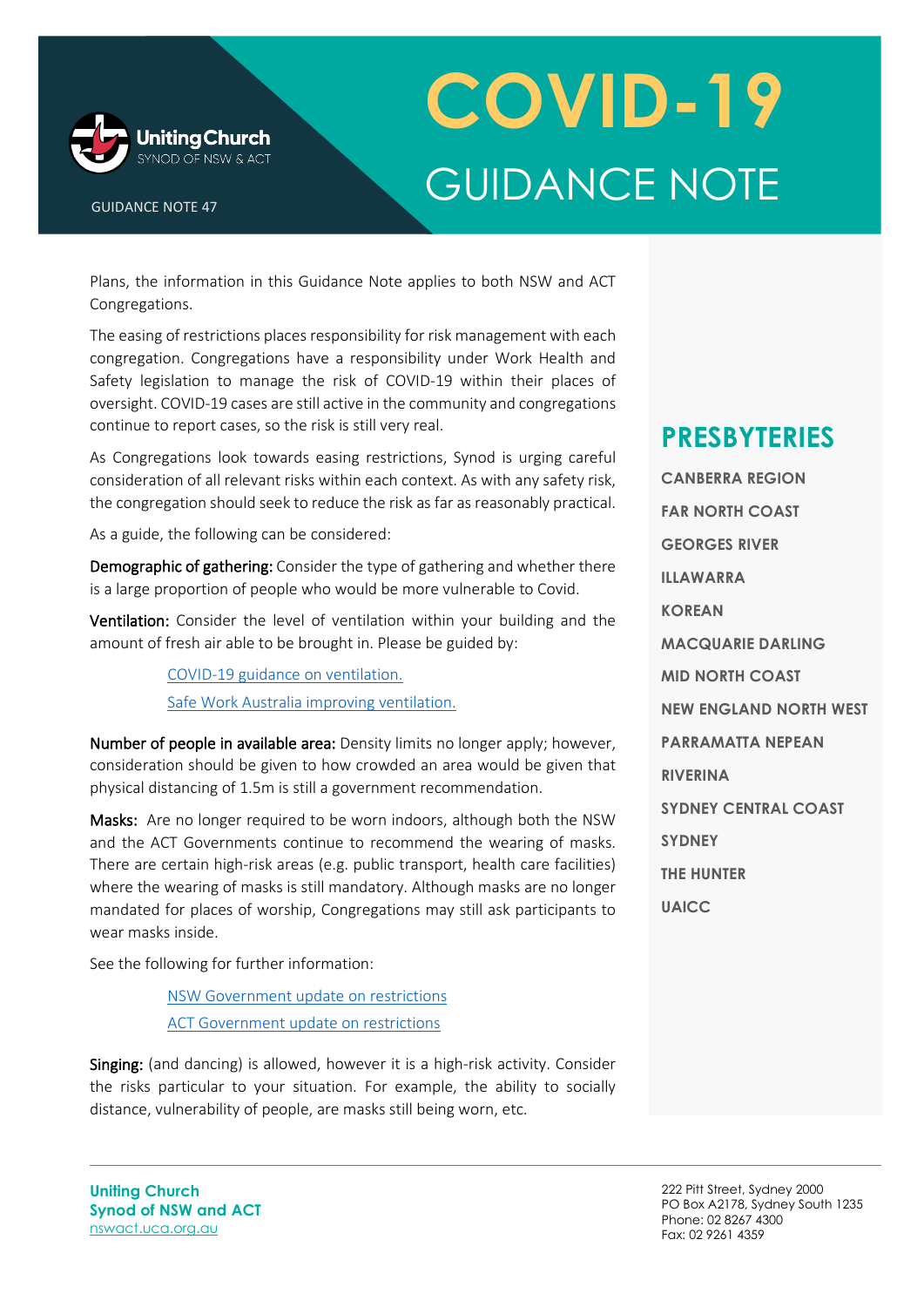Plans, the information in this Guidance Note applies to both NSW and ACT Congregations.

The easing of restrictions places responsibility for risk management with each congregation. Congregations have a responsibility under Work Health and Safety legislation to manage the risk of COVID-19 within their places of oversight. COVID-19 cases are still active in the community and congregations continue to report cases, so the risk is still very real.

As Congregations look towards easing restrictions, Synod is urging careful consideration of all relevant risks within each context. As with any safety risk, the congregation should seek to reduce the risk as far as reasonably practical.

As a guide, the following can be considered:

**Demographic of gathering:** Consider the type of gathering and whether there is a large proportion of people who would be more vulnerable to Covid.

**Ventilation:** Consider the level of ventilation within your building and the amount of fresh air able to be brought in. Please be guided by:

- COVID-19 guidance on ventilation.
- Safe Work Australia improving ventilation.

**Number of people in available area:** Density limits no longer apply; however, consideration should be given to how crowded an area would be given that physical distancing of 1.5m is still a government recommendation.

**Masks:** Are no longer required to be worn indoors, although both the NSW and the ACT Governments continue to recommend the wearing of masks. There are certain high-risk areas (e.g. public transport, health care facilities) where the wearing of masks is still mandatory. Although masks are no longer mandated for places of worship, Congregations may still ask participants to wear masks inside.

See the following for further information:

- NSW Government update on restrictions
- ACT Government update on restrictions

**Singing:** (and dancing) is allowed, however it is a high-risk activity. Consider the risks particular to your situation. For example, the ability to socially distance, vulnerability of people, are masks still being worn, etc.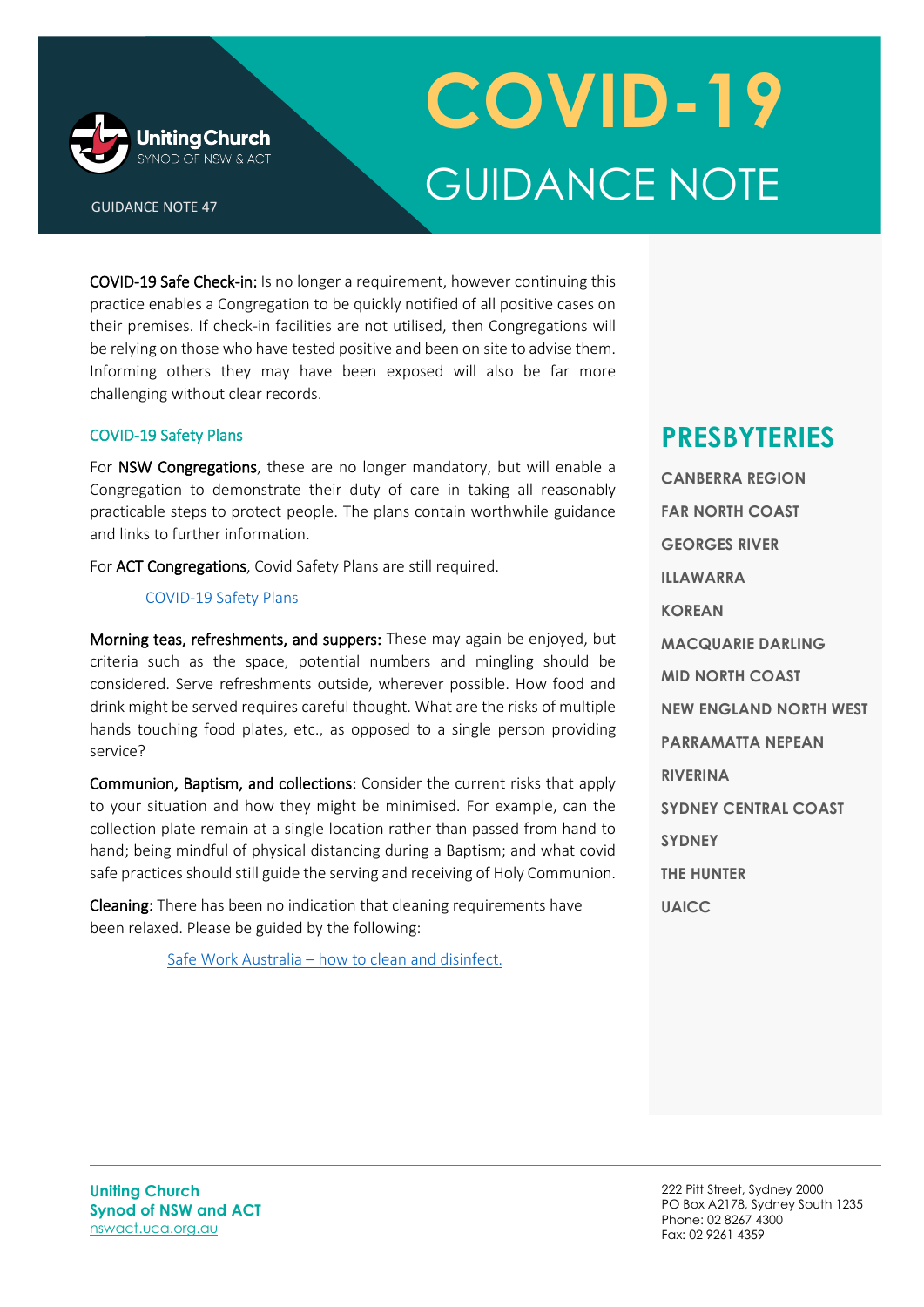**COVID-19 Safe Check-in:** Is no longer a requirement, however continuing this practice enables a Congregation to be quickly notified of all positive cases on their premises. If check-in facilities are not utilised, then Congregations will be relying on those who have tested positive and been on site to advise them. Informing others they may have been exposed will also be far more challenging without clear records.

### COVID-19 Safety Plans

For **NSW Congregations**, these are no longer mandatory, but will enable a Congregation to demonstrate their duty of care in taking all reasonably practicable steps to protect people. The plans contain worthwhile guidance and links to further information.

For **ACT Congregations**, Covid Safety Plans are still required.

COVID-19 Safety Plans

**Morning teas, refreshments, and suppers:** These may again be enjoyed, but criteria such as the space, potential numbers and mingling should be considered. Serve refreshments outside, wherever possible. How food and drink might be served requires careful thought. What are the risks of multiple hands touching food plates, etc., as opposed to a single person providing service?

**Communion, Baptism, and collections:** Consider the current risks that apply to your situation and how they might be minimised. For example, can the collection plate remain at a single location rather than passed from hand to hand; being mindful of physical distancing during a Baptism; and what covid safe practices should still guide the serving and receiving of Holy Communion.

**Cleaning:** There has been no indication that cleaning requirements have been relaxed. Please be guided by the following:

Safe Work Australia – how to clean and disinfect.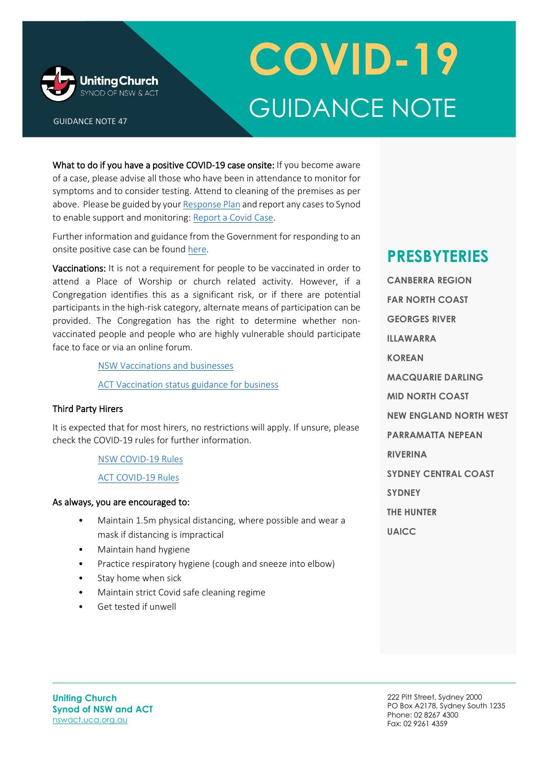What to do if you have a positive COVID-19 case onsite: If you become aware of a case, please advise all those who have been in attendance to monitor for symptoms and to consider testing. Attend to cleaning of the premises as per above. Please be guided by your Response Plan and report any cases to Synod to enable support and monitoring: Report a Covid Case.

Further information and guidance from the Government for responding to an onsite positive case can be found here.

Vaccinations: It is not a requirement for people to be vaccinated in order to attend a Place of Worship or church related activity. However, if a Congregation identifies this as a significant risk, or if there are potential participants in the high-risk category, alternate means of participation can be provided. The Congregation has the right to determine whether non-vaccinated people and people who are highly vulnerable should participate face to face or via an online forum.

NSW Vaccinations and businesses

ACT Vaccination status guidance for business

### Third Party Hirers

It is expected that for most hirers, no restrictions will apply. If unsure, please check the COVID-19 rules for further information.

NSW COVID-19 Rules

ACT COVID-19 Rules

### As always, you are encouraged to:

- Maintain 1.5m physical distancing, where possible and wear a mask if distancing is impractical
- Maintain hand hygiene
- Practice respiratory hygiene (cough and sneeze into elbow)
- Stay home when sick
- Maintain strict Covid safe cleaning regime
- Get tested if unwell

## PRESBYTERIES

- CANBERRA REGION
- FAR NORTH COAST
- GEORGES RIVER
- ILLAWARRA
- KOREAN
- MACQUARIE DARLING
- MID NORTH COAST
- NEW ENGLAND NORTH WEST
- PARRAMATTA NEPEAN
- RIVERINA
- SYDNEY CENTRAL COAST
- SYDNEY
- THE HUNTER
- UAICC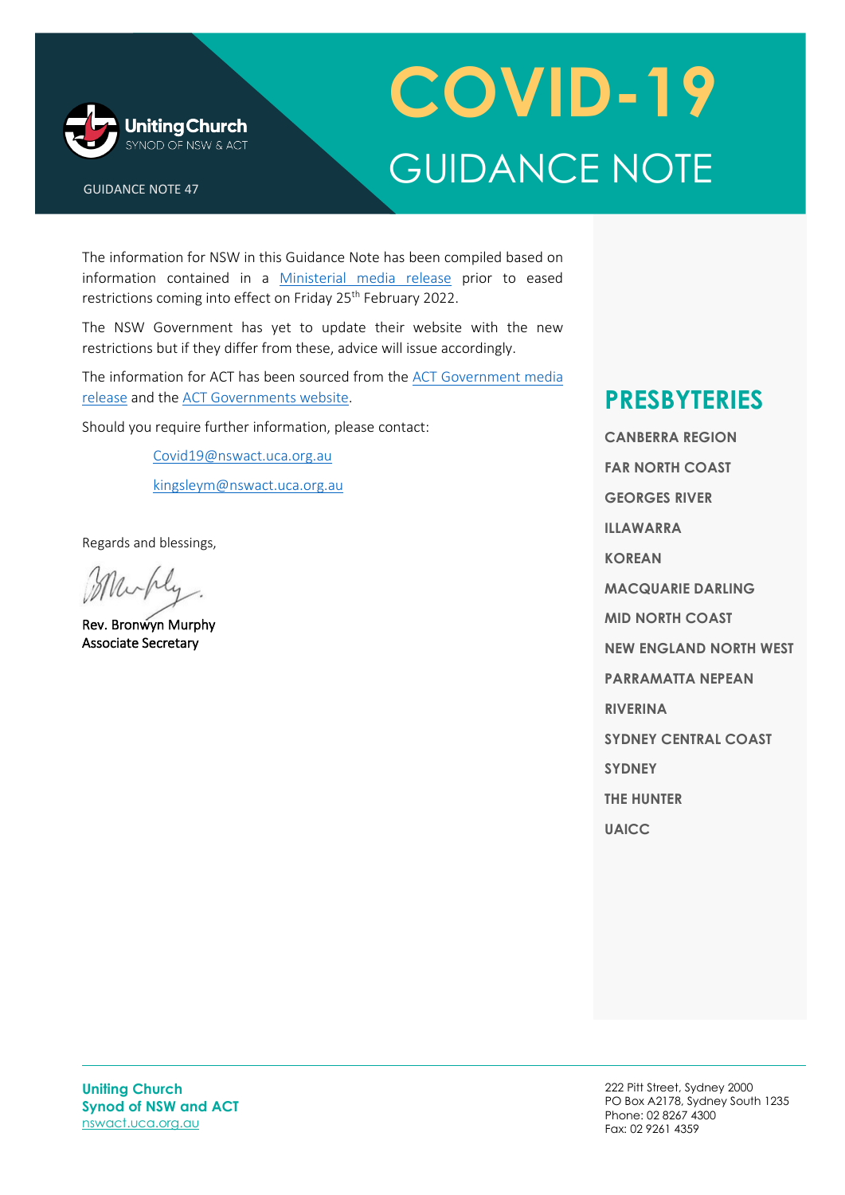# COVID-19

## GUIDANCE NOTE

GUIDANCE NOTE 47

The information for NSW in this Guidance Note has been compiled based on information contained in a Ministerial media release prior to eased restrictions coming into effect on Friday 25th February 2022.

The NSW Government has yet to update their website with the new restrictions but if they differ from these, advice will issue accordingly.

The information for ACT has been sourced from the ACT Government media release and the ACT Governments website.

Should you require further information, please contact:

Covid19@nswact.uca.org.au

kingsleym@nswact.uca.org.au

Regards and blessings,

Rev. Bronwyn Murphy
Associate Secretary

## PRESBYTERIES

- CANBERRA REGION
- FAR NORTH COAST
- GEORGES RIVER
- ILLAWARRA
- KOREAN
- MACQUARIE DARLING
- MID NORTH COAST
- NEW ENGLAND NORTH WEST
- PARRAMATTA NEPEAN
- RIVERINA
- SYDNEY CENTRAL COAST
- SYDNEY
- THE HUNTER
- UAICC

**Uniting Church**
**Synod of NSW and ACT**
nswact.uca.org.au

222 Pitt Street, Sydney 2000
PO Box A2178, Sydney South 1235
Phone: 02 8267 4300
Fax: 02 9261 4359